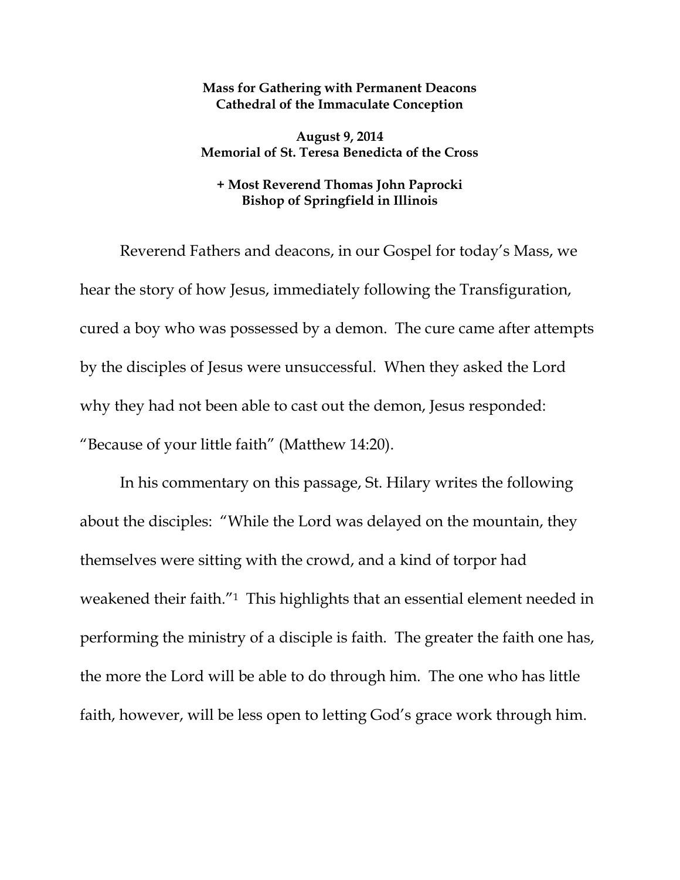**Mass for Gathering with Permanent Deacons**
**Cathedral of the Immaculate Conception**

**August 9, 2014**
**Memorial of St. Teresa Benedicta of the Cross**

**+ Most Reverend Thomas John Paprocki**
**Bishop of Springfield in Illinois**

Reverend Fathers and deacons, in our Gospel for today's Mass, we hear the story of how Jesus, immediately following the Transfiguration, cured a boy who was possessed by a demon. The cure came after attempts by the disciples of Jesus were unsuccessful. When they asked the Lord why they had not been able to cast out the demon, Jesus responded: "Because of your little faith" (Matthew 14:20).

In his commentary on this passage, St. Hilary writes the following about the disciples: "While the Lord was delayed on the mountain, they themselves were sitting with the crowd, and a kind of torpor had weakened their faith."[1] This highlights that an essential element needed in performing the ministry of a disciple is faith. The greater the faith one has, the more the Lord will be able to do through him. The one who has little faith, however, will be less open to letting God's grace work through him.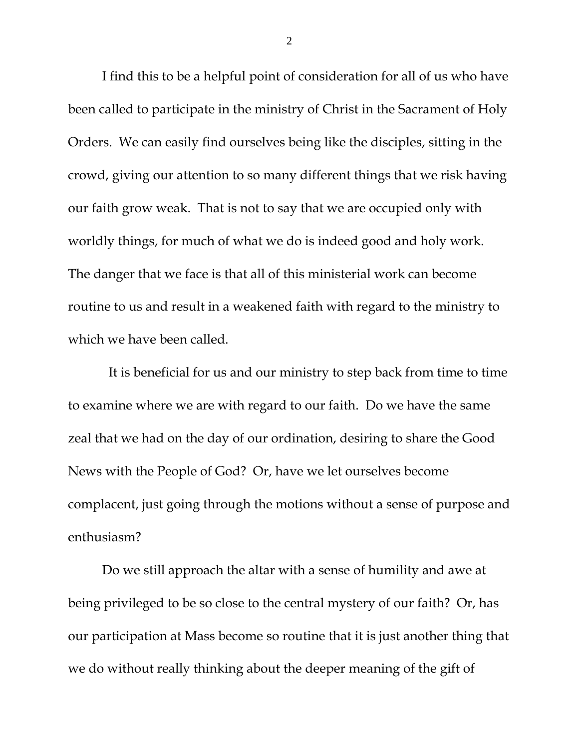I find this to be a helpful point of consideration for all of us who have been called to participate in the ministry of Christ in the Sacrament of Holy Orders. We can easily find ourselves being like the disciples, sitting in the crowd, giving our attention to so many different things that we risk having our faith grow weak. That is not to say that we are occupied only with worldly things, for much of what we do is indeed good and holy work. The danger that we face is that all of this ministerial work can become routine to us and result in a weakened faith with regard to the ministry to which we have been called.

It is beneficial for us and our ministry to step back from time to time to examine where we are with regard to our faith. Do we have the same zeal that we had on the day of our ordination, desiring to share the Good News with the People of God? Or, have we let ourselves become complacent, just going through the motions without a sense of purpose and enthusiasm?

Do we still approach the altar with a sense of humility and awe at being privileged to be so close to the central mystery of our faith? Or, has our participation at Mass become so routine that it is just another thing that we do without really thinking about the deeper meaning of the gift of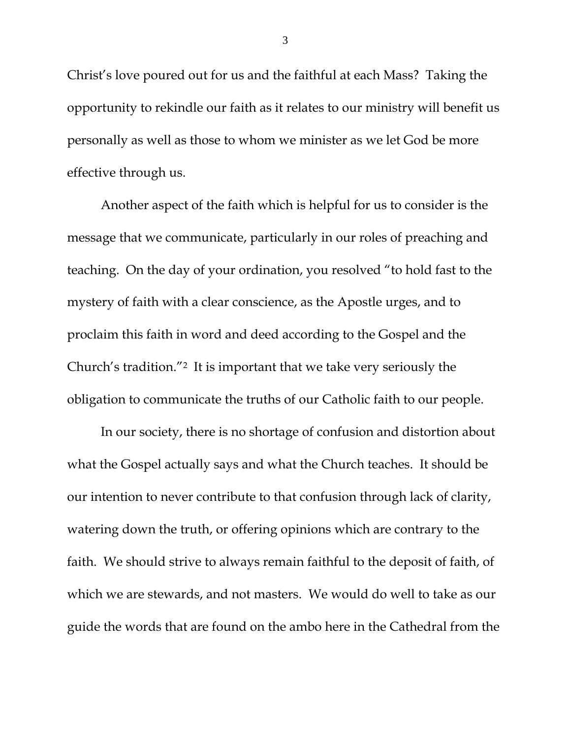Christ's love poured out for us and the faithful at each Mass? Taking the opportunity to rekindle our faith as it relates to our ministry will benefit us personally as well as those to whom we minister as we let God be more effective through us.

Another aspect of the faith which is helpful for us to consider is the message that we communicate, particularly in our roles of preaching and teaching. On the day of your ordination, you resolved "to hold fast to the mystery of faith with a clear conscience, as the Apostle urges, and to proclaim this faith in word and deed according to the Gospel and the Church's tradition."[2] It is important that we take very seriously the obligation to communicate the truths of our Catholic faith to our people.

In our society, there is no shortage of confusion and distortion about what the Gospel actually says and what the Church teaches. It should be our intention to never contribute to that confusion through lack of clarity, watering down the truth, or offering opinions which are contrary to the faith. We should strive to always remain faithful to the deposit of faith, of which we are stewards, and not masters. We would do well to take as our guide the words that are found on the ambo here in the Cathedral from the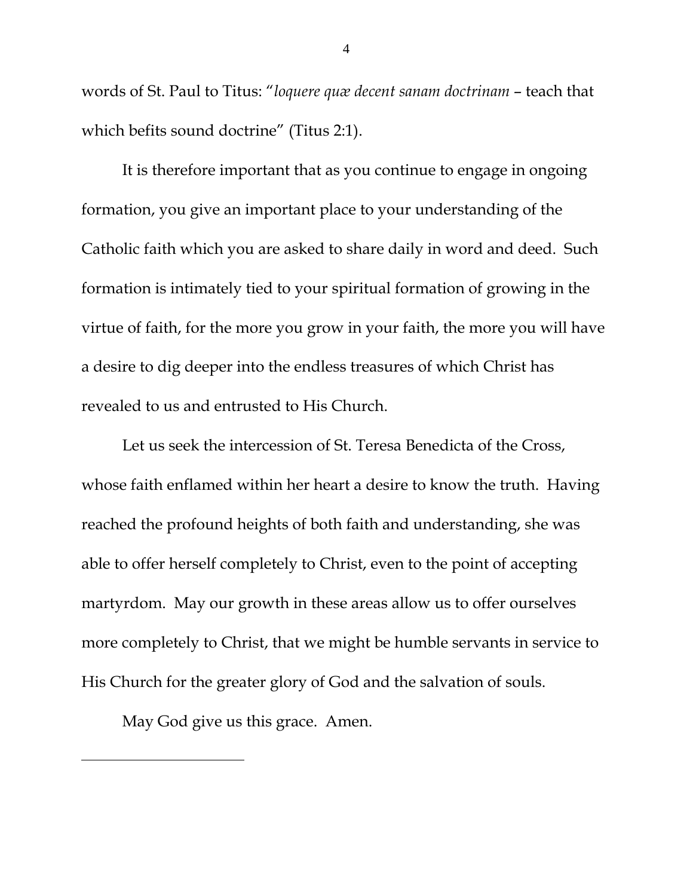words of St. Paul to Titus: "*loquere quæ decent sanam doctrinam* – teach that which befits sound doctrine" (Titus 2:1).

It is therefore important that as you continue to engage in ongoing formation, you give an important place to your understanding of the Catholic faith which you are asked to share daily in word and deed. Such formation is intimately tied to your spiritual formation of growing in the virtue of faith, for the more you grow in your faith, the more you will have a desire to dig deeper into the endless treasures of which Christ has revealed to us and entrusted to His Church.

Let us seek the intercession of St. Teresa Benedicta of the Cross, whose faith enflamed within her heart a desire to know the truth. Having reached the profound heights of both faith and understanding, she was able to offer herself completely to Christ, even to the point of accepting martyrdom. May our growth in these areas allow us to offer ourselves more completely to Christ, that we might be humble servants in service to His Church for the greater glory of God and the salvation of souls.

May God give us this grace. Amen.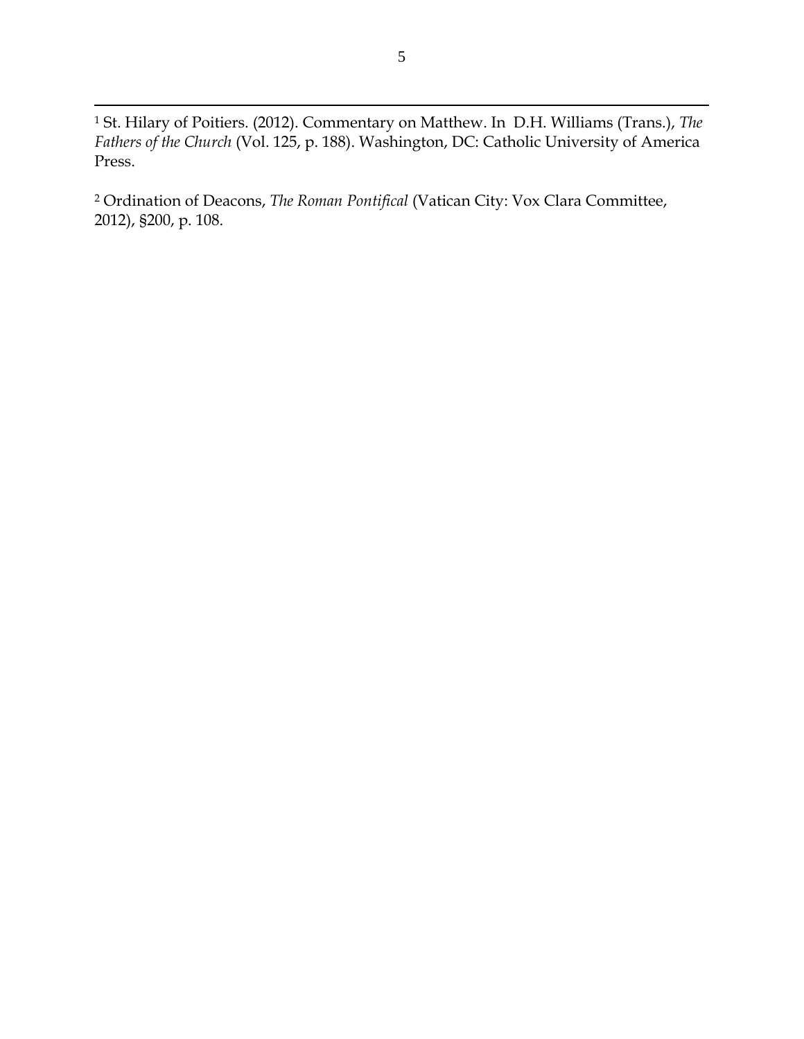[1] St. Hilary of Poitiers. (2012). Commentary on Matthew. In D.H. Williams (Trans.), *The Fathers of the Church* (Vol. 125, p. 188). Washington, DC: Catholic University of America Press.

[2] Ordination of Deacons, *The Roman Pontifical* (Vatican City: Vox Clara Committee, 2012), §200, p. 108.